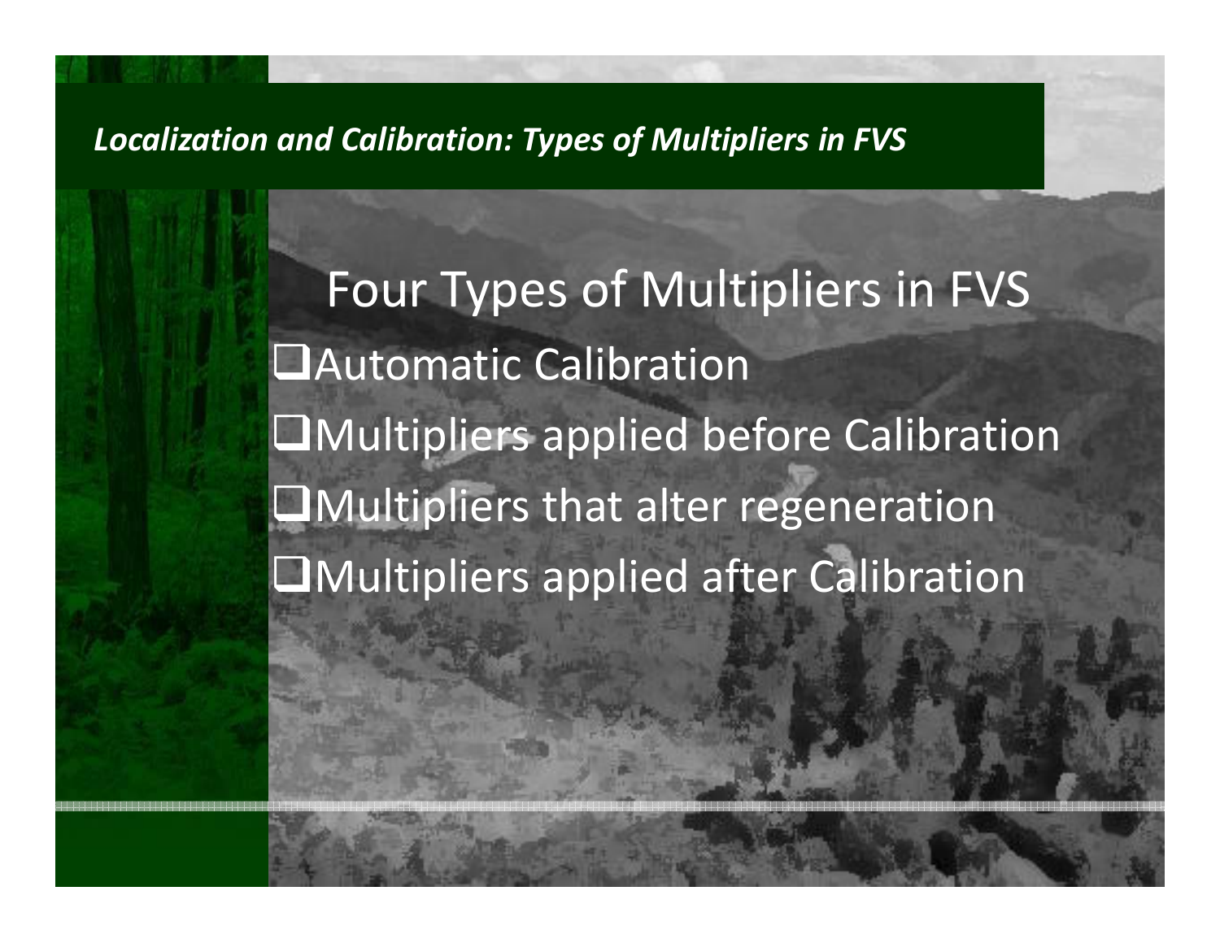*Localization and Calibration: Types of Multipliers in FVS*

## Four Types of Multipliers in FVS

- Automatic Calibration
- Multipliers applied before Calibration
- Multipliers that alter regeneration
- Multipliers applied after Calibration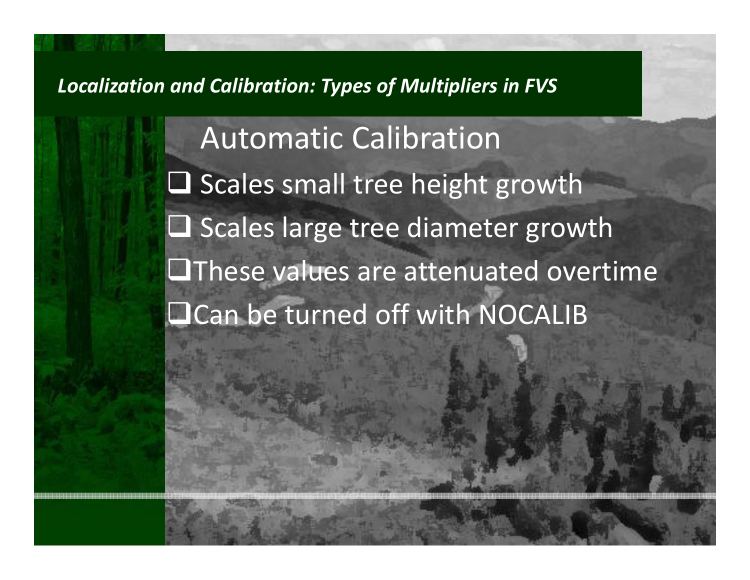*Localization and Calibration: Types of Multipliers in FVS*

## Automatic Calibration

- Scales small tree height growth
- Scales large tree diameter growth
- These values are attenuated overtime
- Can be turned off with NOCALIB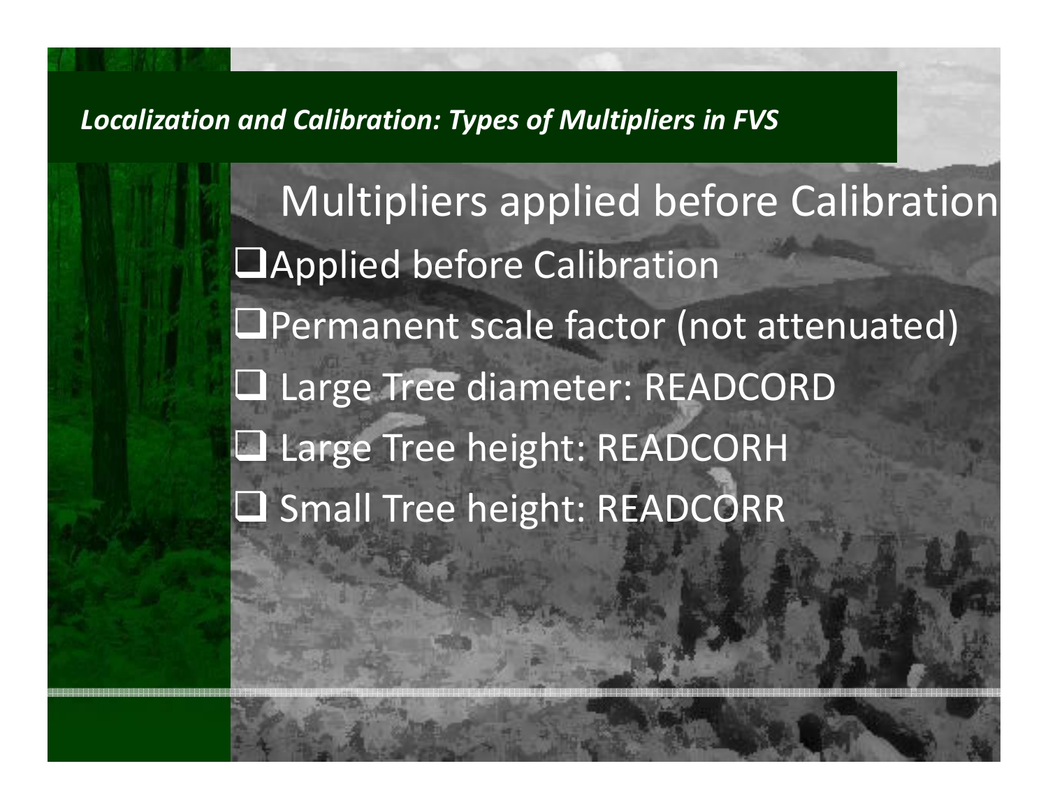*Localization and Calibration: Types of Multipliers in FVS*

## Multipliers applied before Calibration

- Applied before Calibration
- Permanent scale factor (not attenuated)
- Large Tree diameter: READCORD
- Large Tree height: READCORH
- Small Tree height: READCORR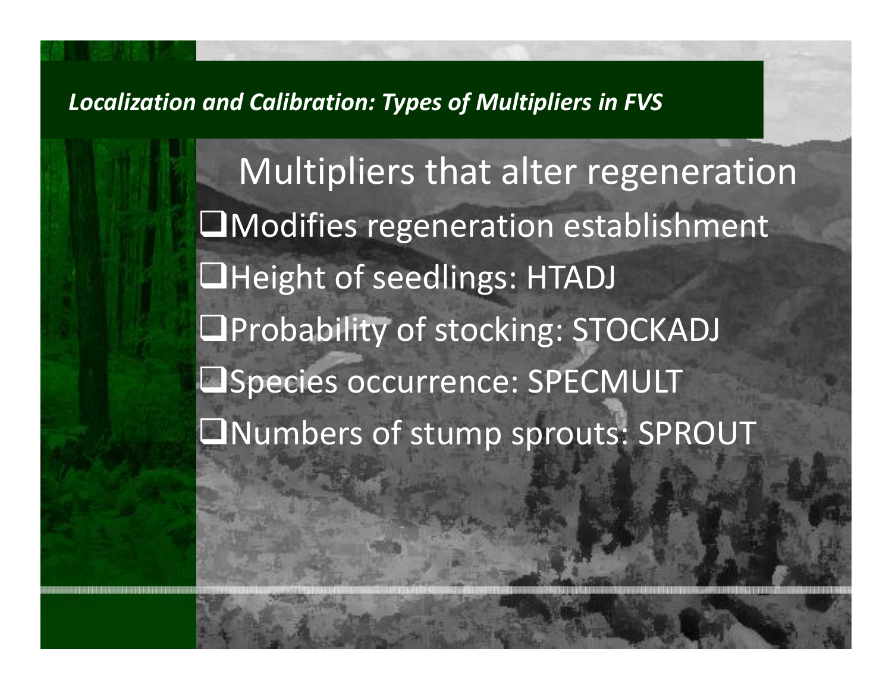*Localization and Calibration: Types of Multipliers in FVS*

## Multipliers that alter regeneration

- Modifies regeneration establishment
- Height of seedlings: HTADJ
- Probability of stocking: STOCKADJ
- Species occurrence: SPECMULT
- Numbers of stump sprouts: SPROUT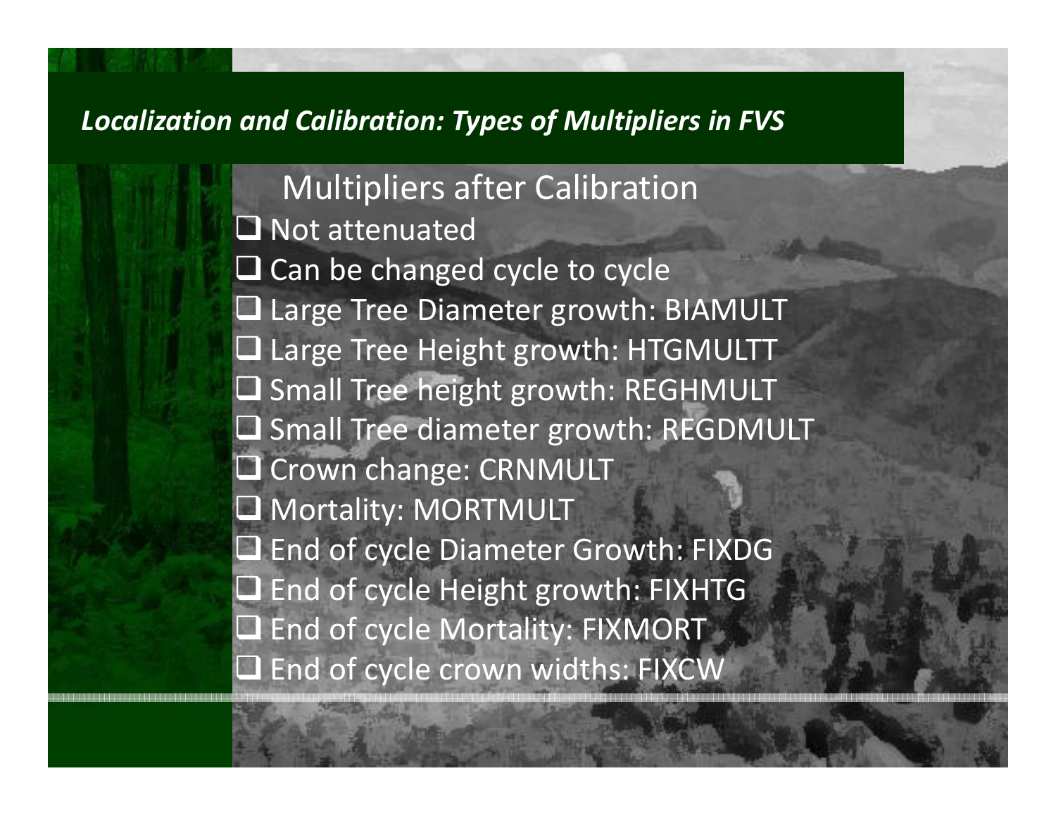## *Localization and Calibration: Types of Multipliers in FVS*

### Multipliers after Calibration

- Not attenuated
- Can be changed cycle to cycle
- Large Tree Diameter growth: BIAMULT
- Large Tree Height growth: HTGMULTT
- Small Tree height growth: REGHMULT
- Small Tree diameter growth: REGDMULT
- Crown change: CRNMULT
- Mortality: MORTMULT
- End of cycle Diameter Growth: FIXDG
- End of cycle Height growth: FIXHTG
- End of cycle Mortality: FIXMORT
- End of cycle crown widths: FIXCW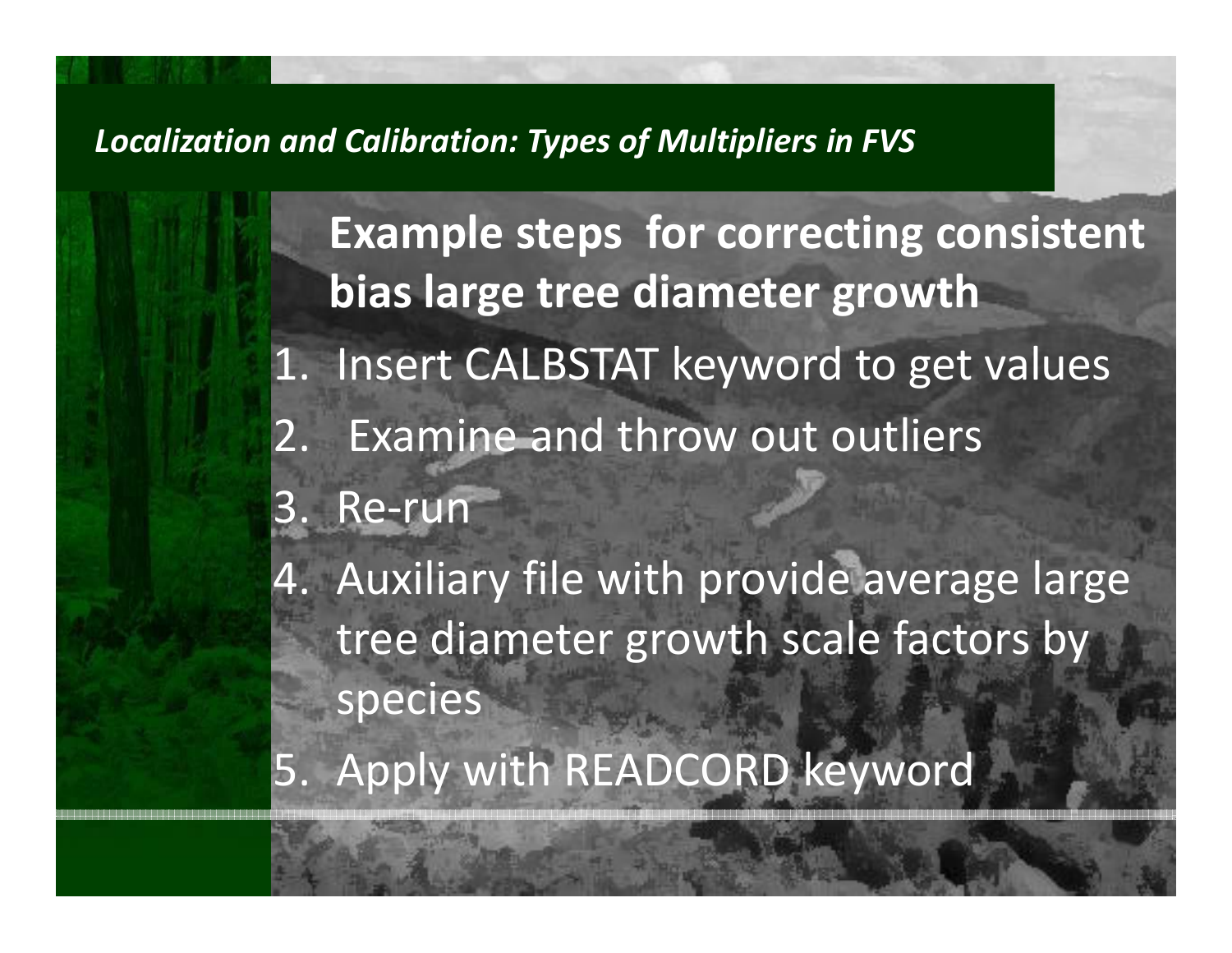*Localization and Calibration: Types of Multipliers in FVS*

**Example steps for correcting consistent bias large tree diameter growth**

1. Insert CALBSTAT keyword to get values
2. Examine and throw out outliers
3. Re-run
4. Auxiliary file with provide average large tree diameter growth scale factors by species
5. Apply with READCORD keyword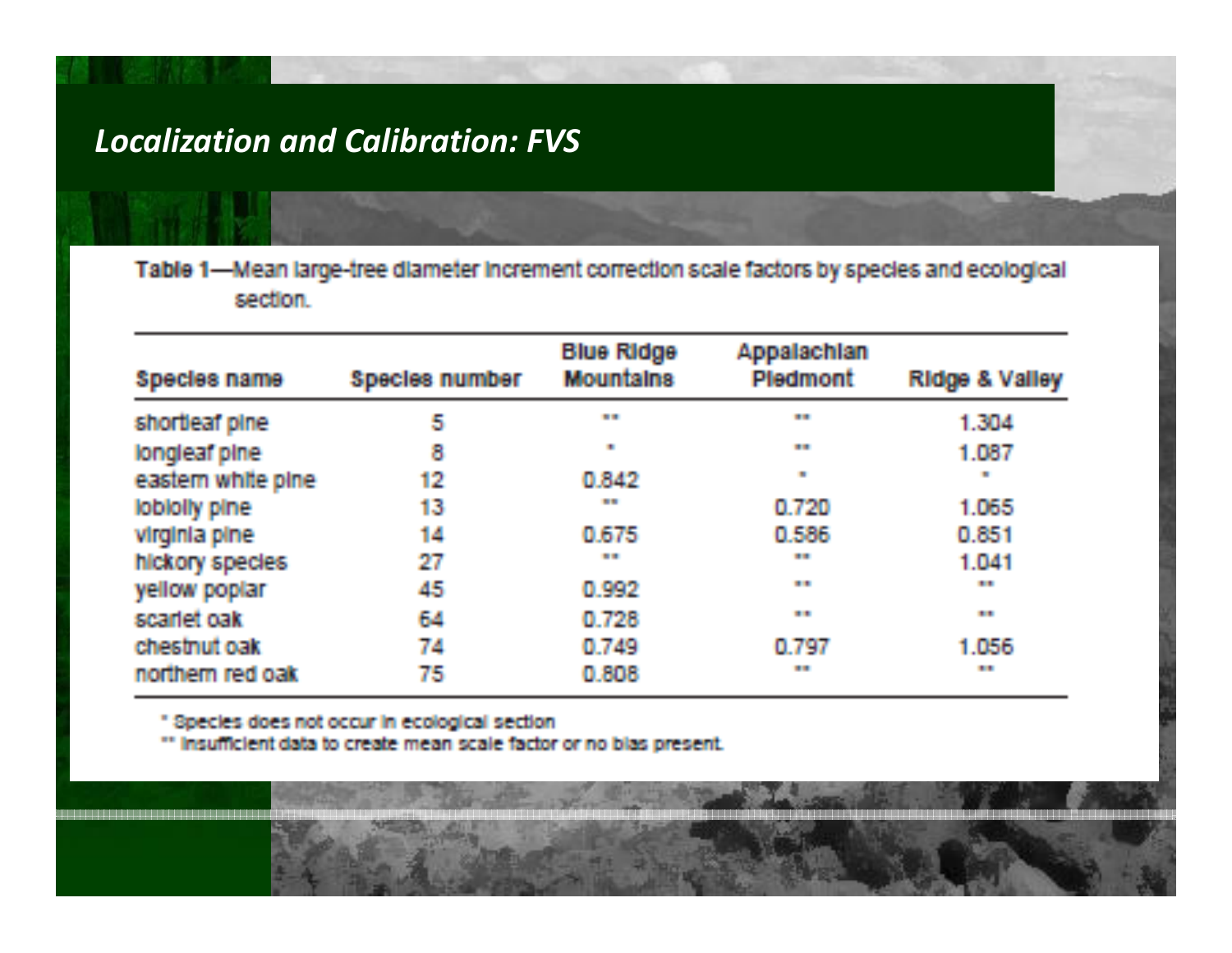## *Localization and Calibration: FVS*

**Table 1**—Mean large-tree diameter increment correction scale factors by species and ecological section.

| Species name | Species number | Blue Ridge Mountains | Appalachian Piedmont | Ridge & Valley |
|---|---|---|---|---|
| shortleaf pine | 5 | ** | ** | 1.304 |
| longleaf pine | 8 | * | ** | 1.087 |
| eastern white pine | 12 | 0.842 | * | * |
| loblolly pine | 13 | ** | 0.720 | 1.065 |
| virginia pine | 14 | 0.675 | 0.586 | 0.851 |
| hickory species | 27 | ** | ** | 1.041 |
| yellow poplar | 45 | 0.992 | ** | ** |
| scarlet oak | 64 | 0.728 | ** | ** |
| chestnut oak | 74 | 0.749 | 0.797 | 1.056 |
| northern red oak | 75 | 0.808 | ** | ** |

\* Species does not occur in ecological section

\*\* Insufficient data to create mean scale factor or no bias present.